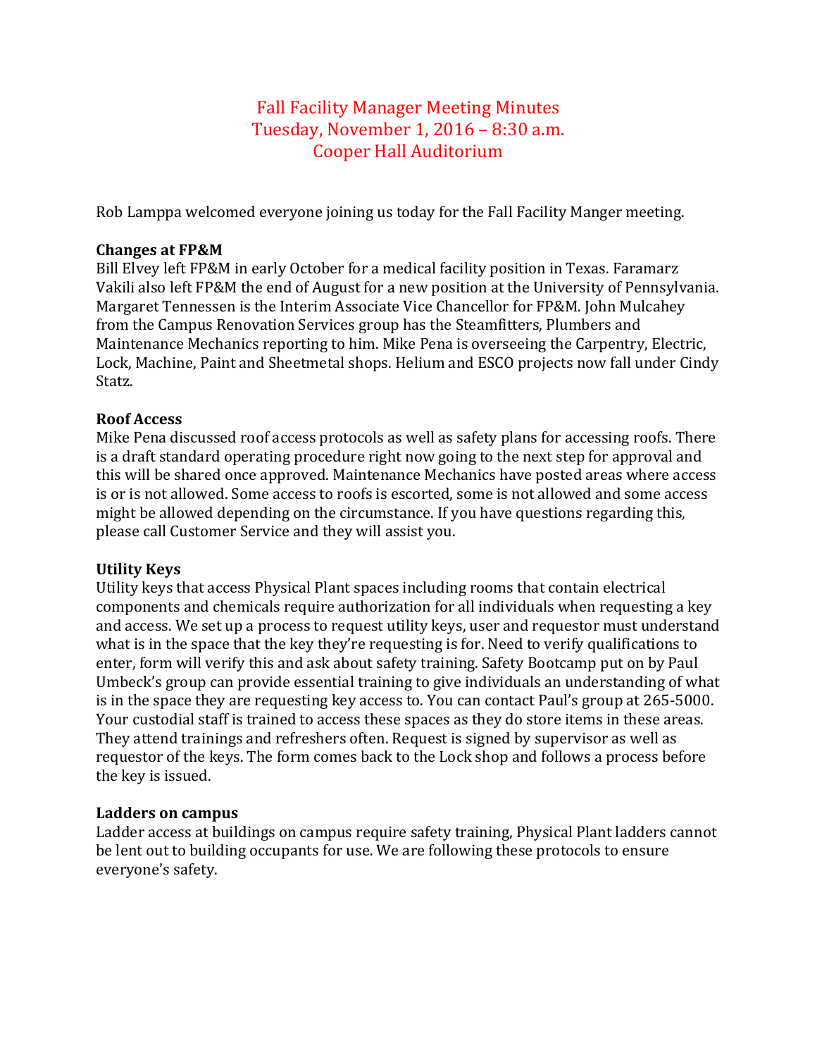# Fall Facility Manager Meeting Minutes
# Tuesday, November 1, 2016 – 8:30 a.m.
# Cooper Hall Auditorium

Rob Lamppa welcomed everyone joining us today for the Fall Facility Manger meeting.

**Changes at FP&M**
Bill Elvey left FP&M in early October for a medical facility position in Texas. Faramarz Vakili also left FP&M the end of August for a new position at the University of Pennsylvania. Margaret Tennessen is the Interim Associate Vice Chancellor for FP&M. John Mulcahey from the Campus Renovation Services group has the Steamfitters, Plumbers and Maintenance Mechanics reporting to him. Mike Pena is overseeing the Carpentry, Electric, Lock, Machine, Paint and Sheetmetal shops. Helium and ESCO projects now fall under Cindy Statz.

**Roof Access**
Mike Pena discussed roof access protocols as well as safety plans for accessing roofs. There is a draft standard operating procedure right now going to the next step for approval and this will be shared once approved. Maintenance Mechanics have posted areas where access is or is not allowed. Some access to roofs is escorted, some is not allowed and some access might be allowed depending on the circumstance. If you have questions regarding this, please call Customer Service and they will assist you.

**Utility Keys**
Utility keys that access Physical Plant spaces including rooms that contain electrical components and chemicals require authorization for all individuals when requesting a key and access. We set up a process to request utility keys, user and requestor must understand what is in the space that the key they're requesting is for. Need to verify qualifications to enter, form will verify this and ask about safety training. Safety Bootcamp put on by Paul Umbeck's group can provide essential training to give individuals an understanding of what is in the space they are requesting key access to. You can contact Paul's group at 265-5000. Your custodial staff is trained to access these spaces as they do store items in these areas. They attend trainings and refreshers often. Request is signed by supervisor as well as requestor of the keys. The form comes back to the Lock shop and follows a process before the key is issued.

**Ladders on campus**
Ladder access at buildings on campus require safety training, Physical Plant ladders cannot be lent out to building occupants for use. We are following these protocols to ensure everyone's safety.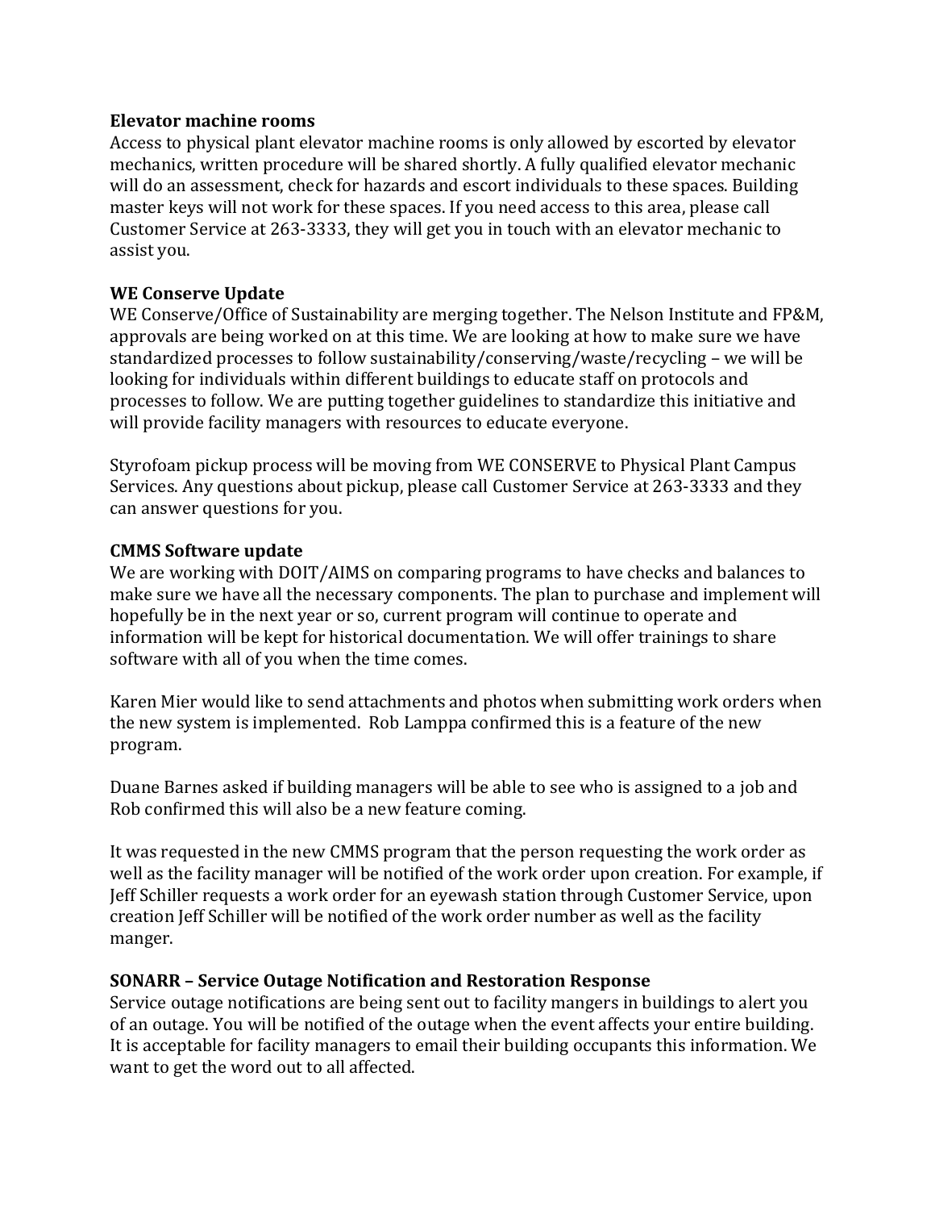**Elevator machine rooms**

Access to physical plant elevator machine rooms is only allowed by escorted by elevator mechanics, written procedure will be shared shortly. A fully qualified elevator mechanic will do an assessment, check for hazards and escort individuals to these spaces. Building master keys will not work for these spaces. If you need access to this area, please call Customer Service at 263-3333, they will get you in touch with an elevator mechanic to assist you.

**WE Conserve Update**

WE Conserve/Office of Sustainability are merging together. The Nelson Institute and FP&M, approvals are being worked on at this time. We are looking at how to make sure we have standardized processes to follow sustainability/conserving/waste/recycling – we will be looking for individuals within different buildings to educate staff on protocols and processes to follow. We are putting together guidelines to standardize this initiative and will provide facility managers with resources to educate everyone.

Styrofoam pickup process will be moving from WE CONSERVE to Physical Plant Campus Services. Any questions about pickup, please call Customer Service at 263-3333 and they can answer questions for you.

**CMMS Software update**

We are working with DOIT/AIMS on comparing programs to have checks and balances to make sure we have all the necessary components. The plan to purchase and implement will hopefully be in the next year or so, current program will continue to operate and information will be kept for historical documentation. We will offer trainings to share software with all of you when the time comes.

Karen Mier would like to send attachments and photos when submitting work orders when the new system is implemented. Rob Lamppa confirmed this is a feature of the new program.

Duane Barnes asked if building managers will be able to see who is assigned to a job and Rob confirmed this will also be a new feature coming.

It was requested in the new CMMS program that the person requesting the work order as well as the facility manager will be notified of the work order upon creation. For example, if Jeff Schiller requests a work order for an eyewash station through Customer Service, upon creation Jeff Schiller will be notified of the work order number as well as the facility manger.

**SONARR – Service Outage Notification and Restoration Response**

Service outage notifications are being sent out to facility mangers in buildings to alert you of an outage. You will be notified of the outage when the event affects your entire building. It is acceptable for facility managers to email their building occupants this information. We want to get the word out to all affected.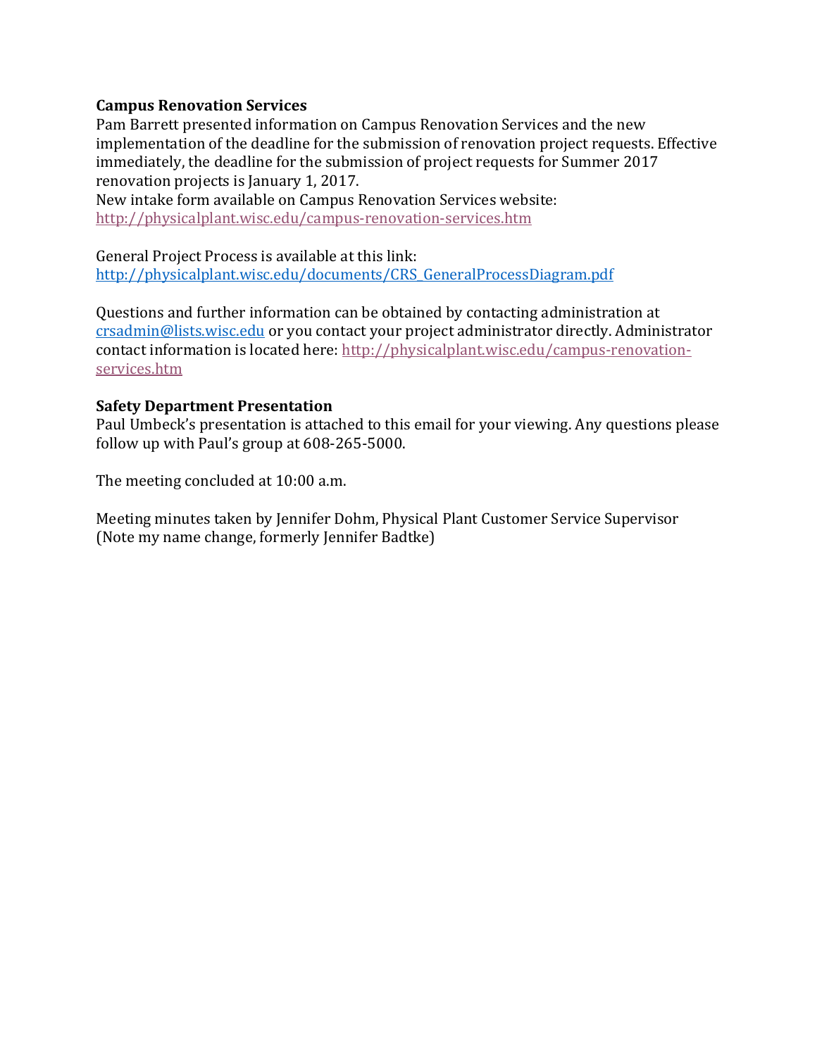**Campus Renovation Services**

Pam Barrett presented information on Campus Renovation Services and the new implementation of the deadline for the submission of renovation project requests. Effective immediately, the deadline for the submission of project requests for Summer 2017 renovation projects is January 1, 2017.
New intake form available on Campus Renovation Services website: http://physicalplant.wisc.edu/campus-renovation-services.htm

General Project Process is available at this link: http://physicalplant.wisc.edu/documents/CRS_GeneralProcessDiagram.pdf

Questions and further information can be obtained by contacting administration at crsadmin@lists.wisc.edu or you contact your project administrator directly. Administrator contact information is located here: http://physicalplant.wisc.edu/campus-renovation-services.htm

**Safety Department Presentation**

Paul Umbeck's presentation is attached to this email for your viewing. Any questions please follow up with Paul's group at 608-265-5000.

The meeting concluded at 10:00 a.m.

Meeting minutes taken by Jennifer Dohm, Physical Plant Customer Service Supervisor (Note my name change, formerly Jennifer Badtke)